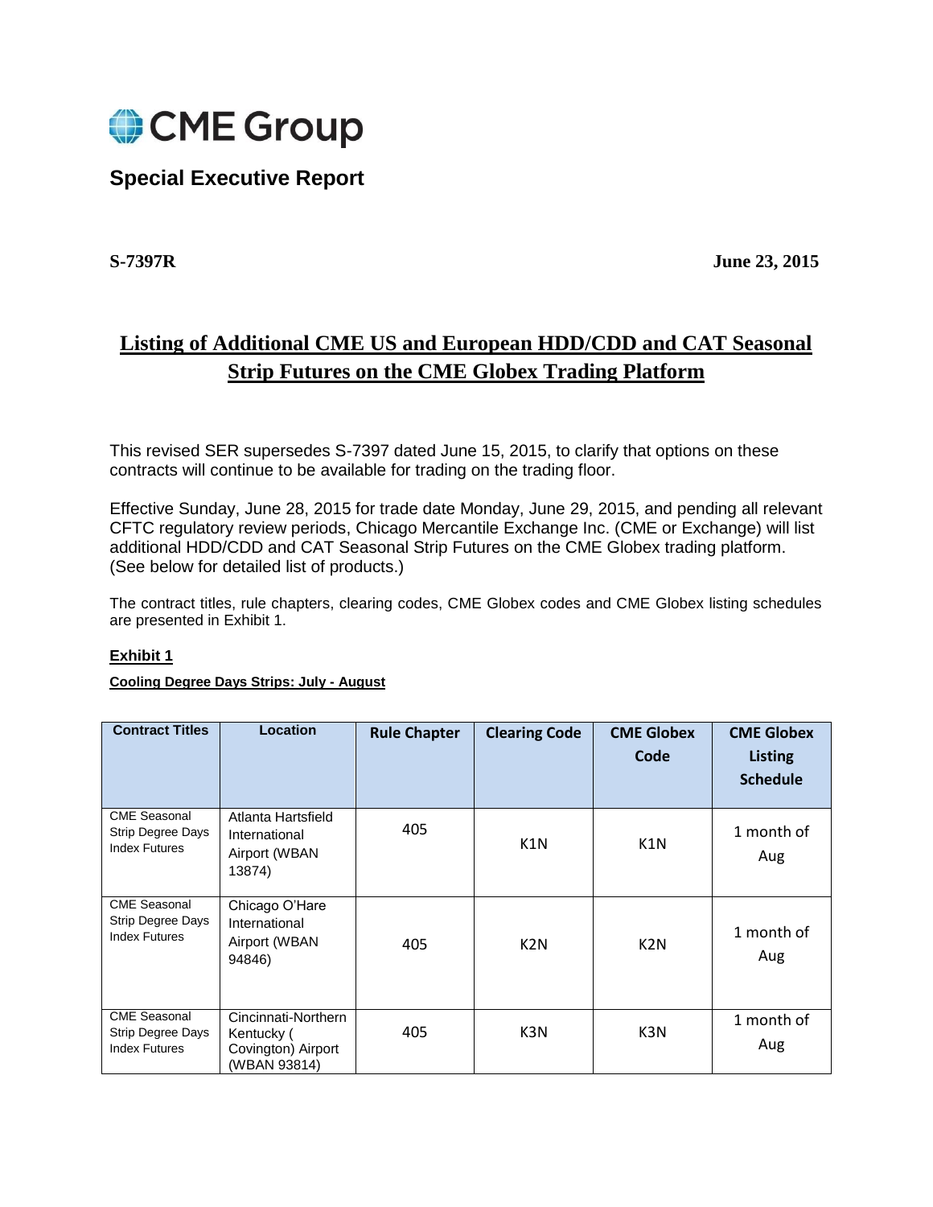CME Group

## Special Executive Report

**S-7397R** **June 23, 2015**

# Listing of Additional CME US and European HDD/CDD and CAT Seasonal Strip Futures on the CME Globex Trading Platform

This revised SER supersedes S-7397 dated June 15, 2015, to clarify that options on these contracts will continue to be available for trading on the trading floor.

Effective Sunday, June 28, 2015 for trade date Monday, June 29, 2015, and pending all relevant CFTC regulatory review periods, Chicago Mercantile Exchange Inc. (CME or Exchange) will list additional HDD/CDD and CAT Seasonal Strip Futures on the CME Globex trading platform. (See below for detailed list of products.)

The contract titles, rule chapters, clearing codes, CME Globex codes and CME Globex listing schedules are presented in Exhibit 1.

**Exhibit 1**

**Cooling Degree Days Strips: July - August**

| Contract Titles | Location | Rule Chapter | Clearing Code | CME Globex Code | CME Globex Listing Schedule |
|---|---|---|---|---|---|
| CME Seasonal Strip Degree Days Index Futures | Atlanta Hartsfield International Airport (WBAN 13874) | 405 | K1N | K1N | 1 month of Aug |
| CME Seasonal Strip Degree Days Index Futures | Chicago O'Hare International Airport (WBAN 94846) | 405 | K2N | K2N | 1 month of Aug |
| CME Seasonal Strip Degree Days Index Futures | Cincinnati-Northern Kentucky ( Covington) Airport (WBAN 93814) | 405 | K3N | K3N | 1 month of Aug |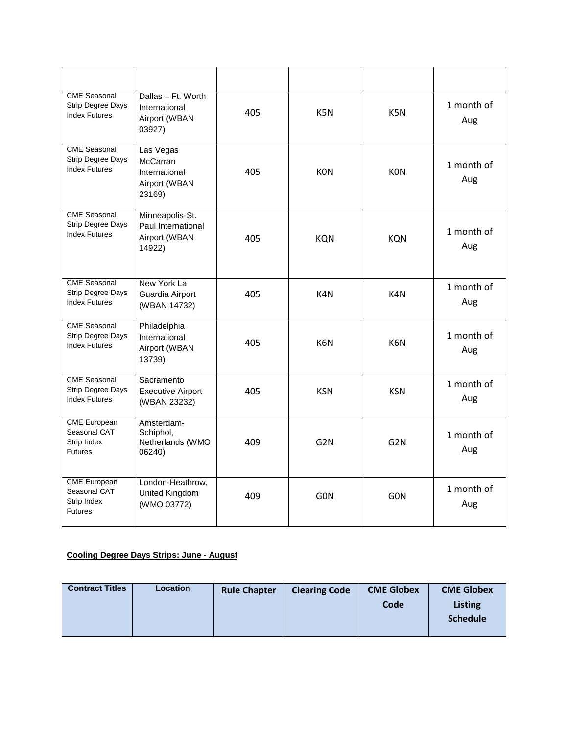| | | | | | |
|---|---|---|---|---|---|
| CME Seasonal Strip Degree Days Index Futures | Dallas – Ft. Worth International Airport (WBAN 03927) | 405 | K5N | K5N | 1 month of Aug |
| CME Seasonal Strip Degree Days Index Futures | Las Vegas McCarran International Airport (WBAN 23169) | 405 | K0N | K0N | 1 month of Aug |
| CME Seasonal Strip Degree Days Index Futures | Minneapolis-St. Paul International Airport (WBAN 14922) | 405 | KQN | KQN | 1 month of Aug |
| CME Seasonal Strip Degree Days Index Futures | New York La Guardia Airport (WBAN 14732) | 405 | K4N | K4N | 1 month of Aug |
| CME Seasonal Strip Degree Days Index Futures | Philadelphia International Airport (WBAN 13739) | 405 | K6N | K6N | 1 month of Aug |
| CME Seasonal Strip Degree Days Index Futures | Sacramento Executive Airport (WBAN 23232) | 405 | KSN | KSN | 1 month of Aug |
| CME European Seasonal CAT Strip Index Futures | Amsterdam-Schiphol, Netherlands (WMO 06240) | 409 | G2N | G2N | 1 month of Aug |
| CME European Seasonal CAT Strip Index Futures | London-Heathrow, United Kingdom (WMO 03772) | 409 | G0N | G0N | 1 month of Aug |

**Cooling Degree Days Strips: June - August**

| Contract Titles | Location | Rule Chapter | Clearing Code | CME Globex Code | CME Globex Listing Schedule |
|---|---|---|---|---|---|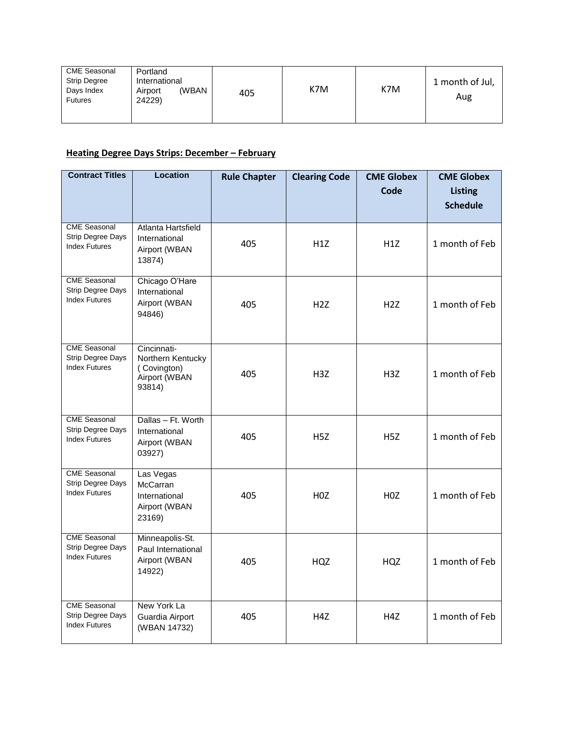| CME Seasonal Strip Degree Days Index Futures | Portland International Airport (WBAN 24229) | 405 | K7M | K7M | 1 month of Jul, Aug |
|---|---|---|---|---|---|

**Heating Degree Days Strips: December – February**

| Contract Titles | Location | Rule Chapter | Clearing Code | CME Globex Code | CME Globex Listing Schedule |
|---|---|---|---|---|---|
| CME Seasonal Strip Degree Days Index Futures | Atlanta Hartsfield International Airport (WBAN 13874) | 405 | H1Z | H1Z | 1 month of Feb |
| CME Seasonal Strip Degree Days Index Futures | Chicago O'Hare International Airport (WBAN 94846) | 405 | H2Z | H2Z | 1 month of Feb |
| CME Seasonal Strip Degree Days Index Futures | Cincinnati-Northern Kentucky ( Covington) Airport (WBAN 93814) | 405 | H3Z | H3Z | 1 month of Feb |
| CME Seasonal Strip Degree Days Index Futures | Dallas – Ft. Worth International Airport (WBAN 03927) | 405 | H5Z | H5Z | 1 month of Feb |
| CME Seasonal Strip Degree Days Index Futures | Las Vegas McCarran International Airport (WBAN 23169) | 405 | H0Z | H0Z | 1 month of Feb |
| CME Seasonal Strip Degree Days Index Futures | Minneapolis-St. Paul International Airport (WBAN 14922) | 405 | HQZ | HQZ | 1 month of Feb |
| CME Seasonal Strip Degree Days Index Futures | New York La Guardia Airport (WBAN 14732) | 405 | H4Z | H4Z | 1 month of Feb |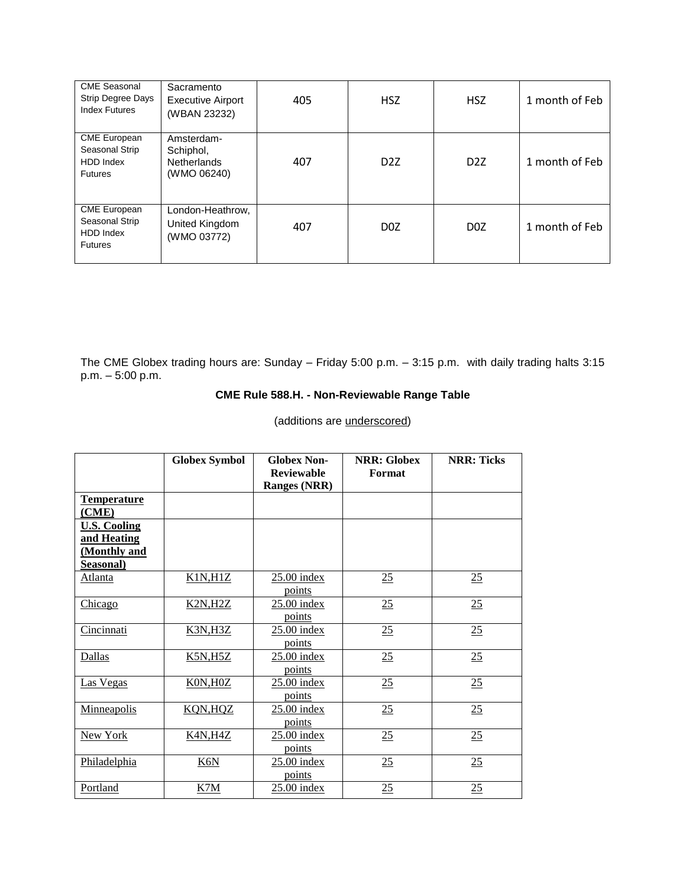| CME Seasonal Strip Degree Days Index Futures | Sacramento Executive Airport (WBAN 23232) | 405 | HSZ | HSZ | 1 month of Feb |
|---|---|---|---|---|---|
| CME European Seasonal Strip HDD Index Futures | Amsterdam-Schiphol, Netherlands (WMO 06240) | 407 | D2Z | D2Z | 1 month of Feb |
| CME European Seasonal Strip HDD Index Futures | London-Heathrow, United Kingdom (WMO 03772) | 407 | D0Z | D0Z | 1 month of Feb |

The CME Globex trading hours are: Sunday – Friday 5:00 p.m. – 3:15 p.m. with daily trading halts 3:15 p.m. – 5:00 p.m.

**CME Rule 588.H. - Non-Reviewable Range Table**

(additions are underscored)

| | Globex Symbol | Globex Non-Reviewable Ranges (NRR) | NRR: Globex Format | NRR: Ticks |
|---|---|---|---|---|
| **Temperature (CME)** | | | | |
| **U.S. Cooling and Heating (Monthly and Seasonal)** | | | | |
| Atlanta | K1N,H1Z | 25.00 index points | 25 | 25 |
| Chicago | K2N,H2Z | 25.00 index points | 25 | 25 |
| Cincinnati | K3N,H3Z | 25.00 index points | 25 | 25 |
| Dallas | K5N,H5Z | 25.00 index points | 25 | 25 |
| Las Vegas | K0N,H0Z | 25.00 index points | 25 | 25 |
| Minneapolis | KQN,HQZ | 25.00 index points | 25 | 25 |
| New York | K4N,H4Z | 25.00 index points | 25 | 25 |
| Philadelphia | K6N | 25.00 index points | 25 | 25 |
| Portland | K7M | 25.00 index | 25 | 25 |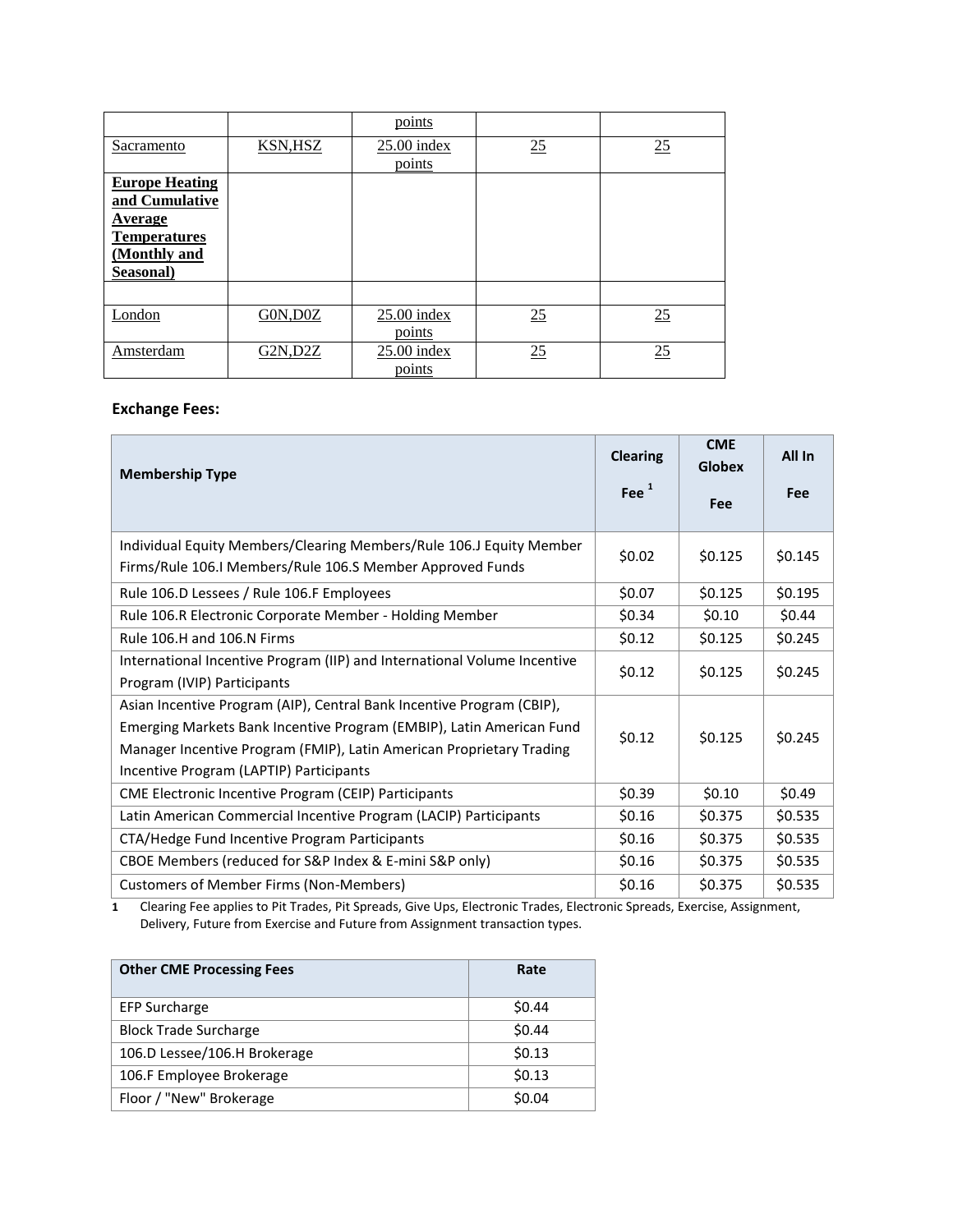| | | points | | |
|---|---|---|---|---|
| Sacramento | KSN,HSZ | 25.00 index points | 25 | 25 |
| **Europe Heating and Cumulative Average Temperatures (Monthly and Seasonal)** | | | | |
| | | | | |
| London | G0N,D0Z | 25.00 index points | 25 | 25 |
| Amsterdam | G2N,D2Z | 25.00 index points | 25 | 25 |

**Exchange Fees:**

| Membership Type | Clearing Fee [1] | CME Globex Fee | All In Fee |
|---|---|---|---|
| Individual Equity Members/Clearing Members/Rule 106.J Equity Member Firms/Rule 106.I Members/Rule 106.S Member Approved Funds | $0.02 | $0.125 | $0.145 |
| Rule 106.D Lessees / Rule 106.F Employees | $0.07 | $0.125 | $0.195 |
| Rule 106.R Electronic Corporate Member - Holding Member | $0.34 | $0.10 | $0.44 |
| Rule 106.H and 106.N Firms | $0.12 | $0.125 | $0.245 |
| International Incentive Program (IIP) and International Volume Incentive Program (IVIP) Participants | $0.12 | $0.125 | $0.245 |
| Asian Incentive Program (AIP), Central Bank Incentive Program (CBIP), Emerging Markets Bank Incentive Program (EMBIP), Latin American Fund Manager Incentive Program (FMIP), Latin American Proprietary Trading Incentive Program (LAPTIP) Participants | $0.12 | $0.125 | $0.245 |
| CME Electronic Incentive Program (CEIP) Participants | $0.39 | $0.10 | $0.49 |
| Latin American Commercial Incentive Program (LACIP) Participants | $0.16 | $0.375 | $0.535 |
| CTA/Hedge Fund Incentive Program Participants | $0.16 | $0.375 | $0.535 |
| CBOE Members (reduced for S&P Index & E-mini S&P only) | $0.16 | $0.375 | $0.535 |
| Customers of Member Firms (Non-Members) | $0.16 | $0.375 | $0.535 |

1 Clearing Fee applies to Pit Trades, Pit Spreads, Give Ups, Electronic Trades, Electronic Spreads, Exercise, Assignment, Delivery, Future from Exercise and Future from Assignment transaction types.

| Other CME Processing Fees | Rate |
|---|---|
| EFP Surcharge | $0.44 |
| Block Trade Surcharge | $0.44 |
| 106.D Lessee/106.H Brokerage | $0.13 |
| 106.F Employee Brokerage | $0.13 |
| Floor / "New" Brokerage | $0.04 |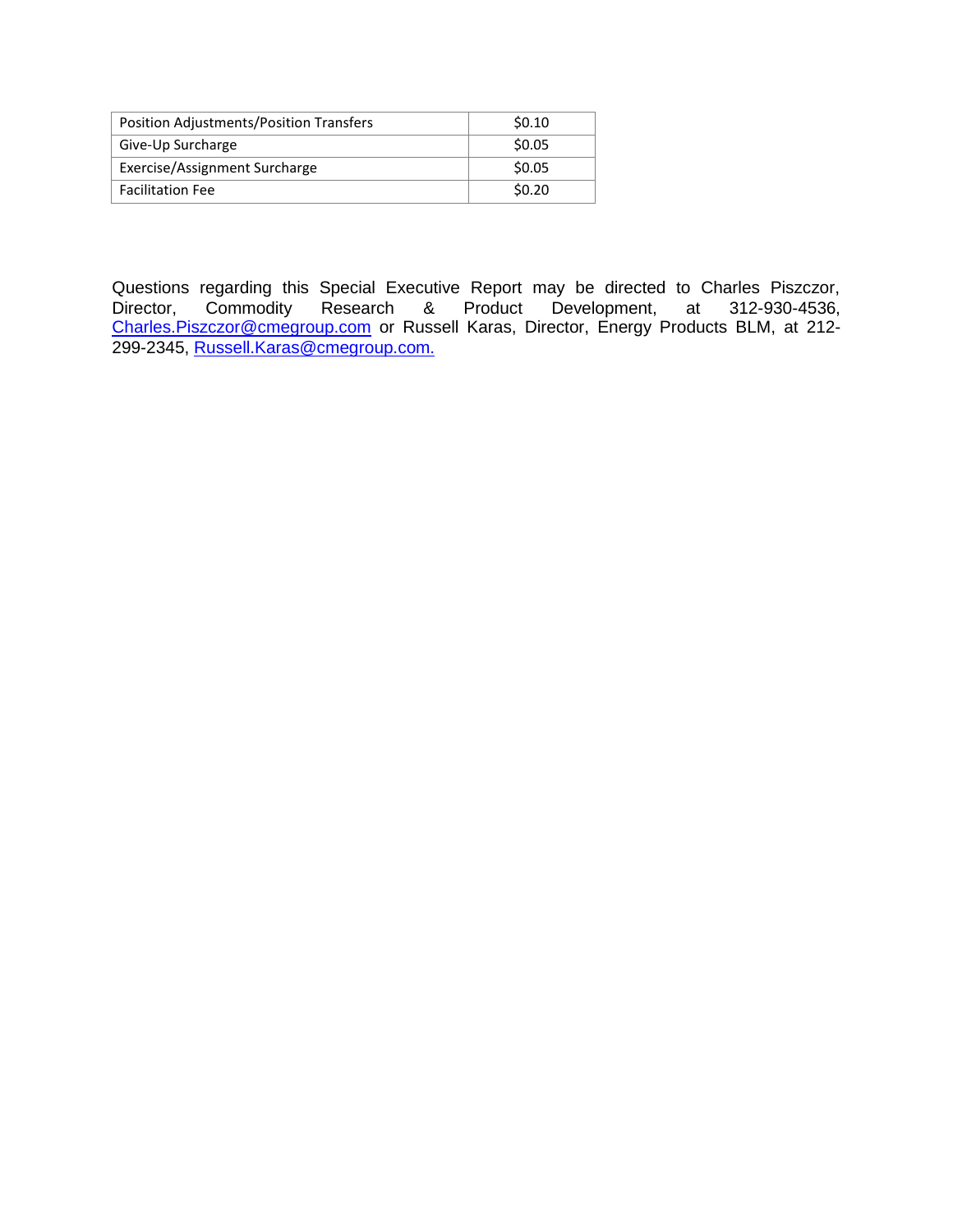| | |
|---|---|
| Position Adjustments/Position Transfers | $0.10 |
| Give-Up Surcharge | $0.05 |
| Exercise/Assignment Surcharge | $0.05 |
| Facilitation Fee | $0.20 |

Questions regarding this Special Executive Report may be directed to Charles Piszczor, Director, Commodity Research & Product Development, at 312-930-4536, Charles.Piszczor@cmegroup.com or Russell Karas, Director, Energy Products BLM, at 212-299-2345, Russell.Karas@cmegroup.com.